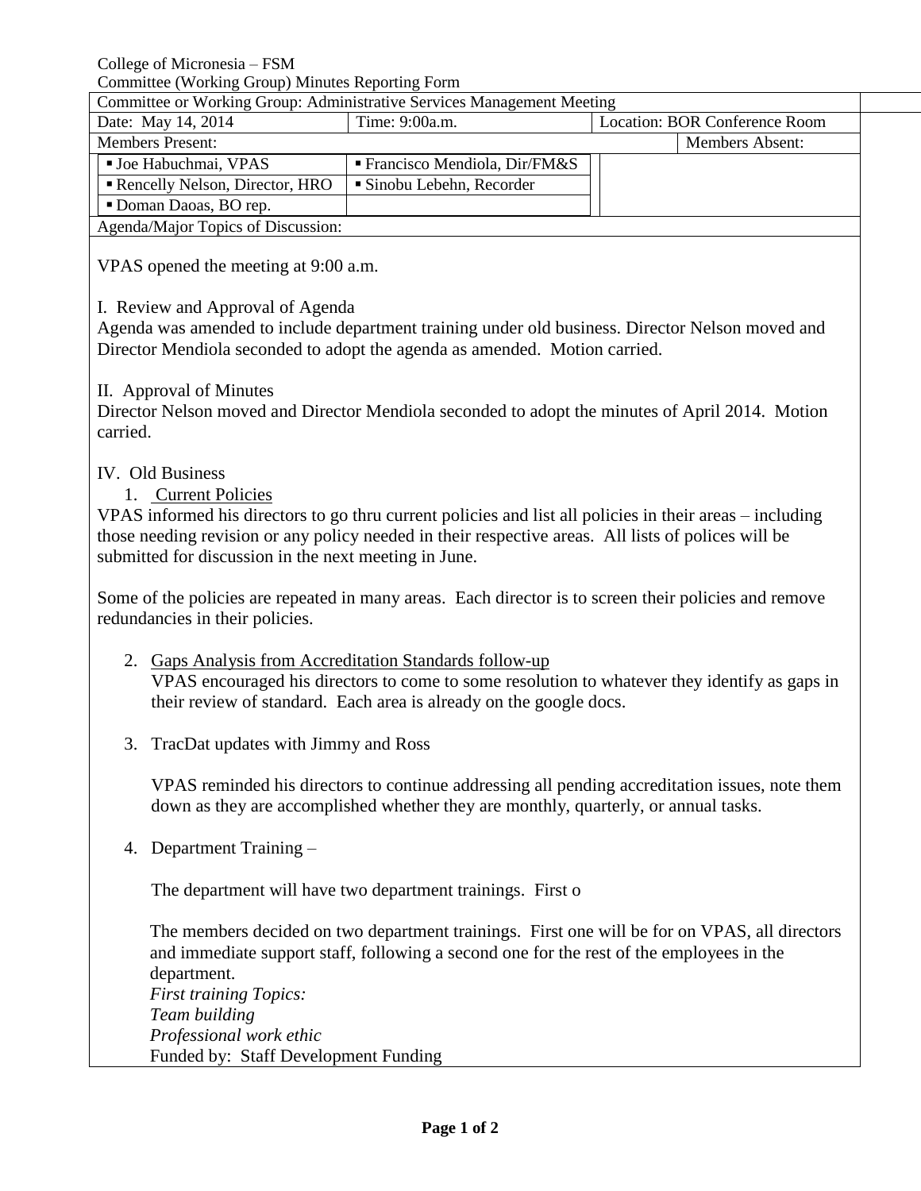College of Micronesia – FSM

Committee (Working Group) Minutes Reporting Form

| Committee or Working Group: Administrative Services Management Meeting | | |
|---|---|---|
| Date: May 14, 2014 | Time: 9:00a.m. | Location: BOR Conference Room |

| Members Present: | | Members Absent: |
|---|---|---|
| ▪ Joe Habuchmai, VPAS | ▪ Francisco Mendiola, Dir/FM&S | |
| ▪ Rencelly Nelson, Director, HRO | ▪ Sinobu Lebehn, Recorder | |
| ▪ Doman Daoas, BO rep. | | |

Agenda/Major Topics of Discussion:

VPAS opened the meeting at 9:00 a.m.

I. Review and Approval of Agenda

Agenda was amended to include department training under old business. Director Nelson moved and Director Mendiola seconded to adopt the agenda as amended. Motion carried.

II. Approval of Minutes

Director Nelson moved and Director Mendiola seconded to adopt the minutes of April 2014. Motion carried.

IV. Old Business

1. Current Policies

VPAS informed his directors to go thru current policies and list all policies in their areas – including those needing revision or any policy needed in their respective areas. All lists of polices will be submitted for discussion in the next meeting in June.

Some of the policies are repeated in many areas. Each director is to screen their policies and remove redundancies in their policies.

2. Gaps Analysis from Accreditation Standards follow-up

   VPAS encouraged his directors to come to some resolution to whatever they identify as gaps in their review of standard. Each area is already on the google docs.

3. TracDat updates with Jimmy and Ross

   VPAS reminded his directors to continue addressing all pending accreditation issues, note them down as they are accomplished whether they are monthly, quarterly, or annual tasks.

4. Department Training –

   The department will have two department trainings. First o

   The members decided on two department trainings. First one will be for on VPAS, all directors and immediate support staff, following a second one for the rest of the employees in the department.

   *First training Topics:*
   *Team building*
   *Professional work ethic*
   Funded by: Staff Development Funding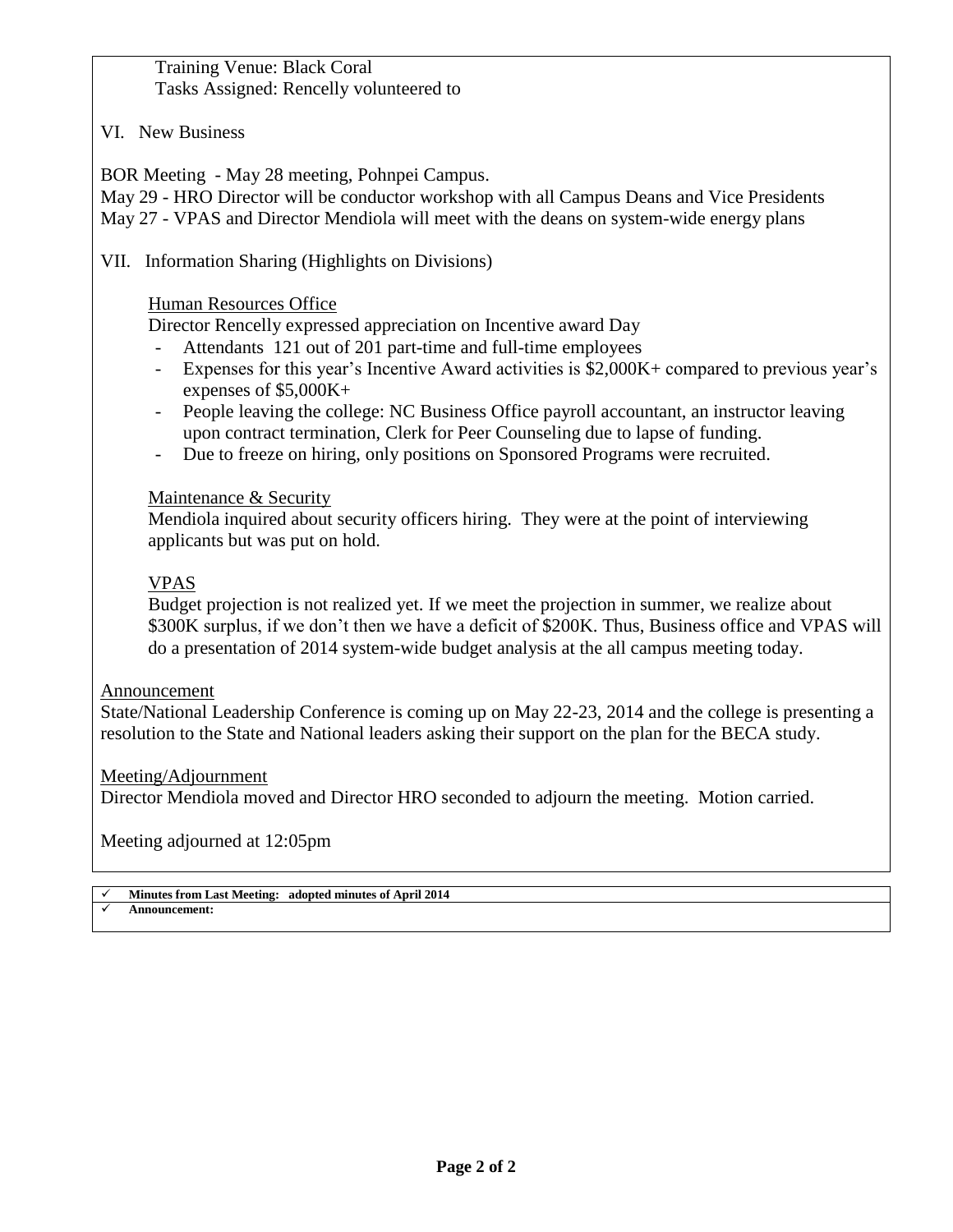Training Venue: Black Coral
Tasks Assigned: Rencelly volunteered to

VI. New Business

BOR Meeting - May 28 meeting, Pohnpei Campus.
May 29 - HRO Director will be conductor workshop with all Campus Deans and Vice Presidents
May 27 - VPAS and Director Mendiola will meet with the deans on system-wide energy plans

VII. Information Sharing (Highlights on Divisions)

Human Resources Office

Director Rencelly expressed appreciation on Incentive award Day

- Attendants 121 out of 201 part-time and full-time employees
- Expenses for this year's Incentive Award activities is $2,000K+ compared to previous year's expenses of $5,000K+
- People leaving the college: NC Business Office payroll accountant, an instructor leaving upon contract termination, Clerk for Peer Counseling due to lapse of funding.
- Due to freeze on hiring, only positions on Sponsored Programs were recruited.

Maintenance & Security

Mendiola inquired about security officers hiring. They were at the point of interviewing applicants but was put on hold.

VPAS

Budget projection is not realized yet. If we meet the projection in summer, we realize about $300K surplus, if we don't then we have a deficit of $200K. Thus, Business office and VPAS will do a presentation of 2014 system-wide budget analysis at the all campus meeting today.

Announcement

State/National Leadership Conference is coming up on May 22-23, 2014 and the college is presenting a resolution to the State and National leaders asking their support on the plan for the BECA study.

Meeting/Adjournment

Director Mendiola moved and Director HRO seconded to adjourn the meeting. Motion carried.

Meeting adjourned at 12:05pm

- ✓ **Minutes from Last Meeting: adopted minutes of April 2014**
- ✓ **Announcement:**